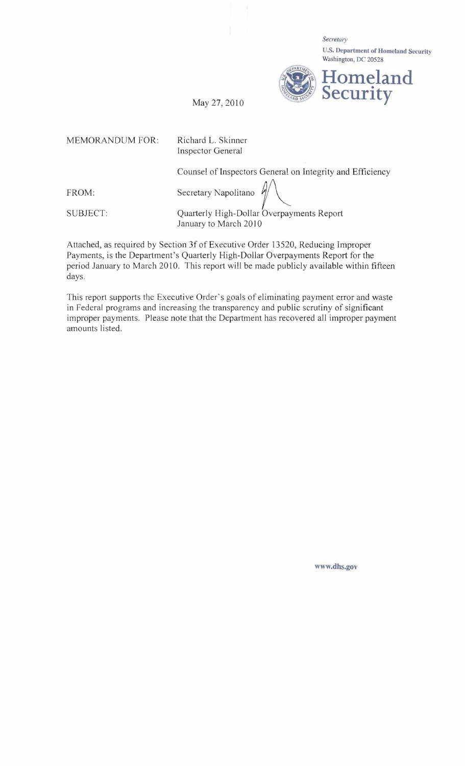*Secretary*
**U.S. Department of Homeland Security**
Washington, DC 20528

**Homeland Security**

May 27, 2010

| | |
|---|---|
| MEMORANDUM FOR: | Richard L. Skinner<br>Inspector General |
| | Counsel of Inspectors General on Integrity and Efficiency |
| FROM: | Secretary Napolitano |
| SUBJECT: | Quarterly High-Dollar Overpayments Report<br>January to March 2010 |

Attached, as required by Section 3f of Executive Order 13520, Reducing Improper Payments, is the Department's Quarterly High-Dollar Overpayments Report for the period January to March 2010. This report will be made publicly available within fifteen days.

This report supports the Executive Order's goals of eliminating payment error and waste in Federal programs and increasing the transparency and public scrutiny of significant improper payments. Please note that the Department has recovered all improper payment amounts listed.

www.dhs.gov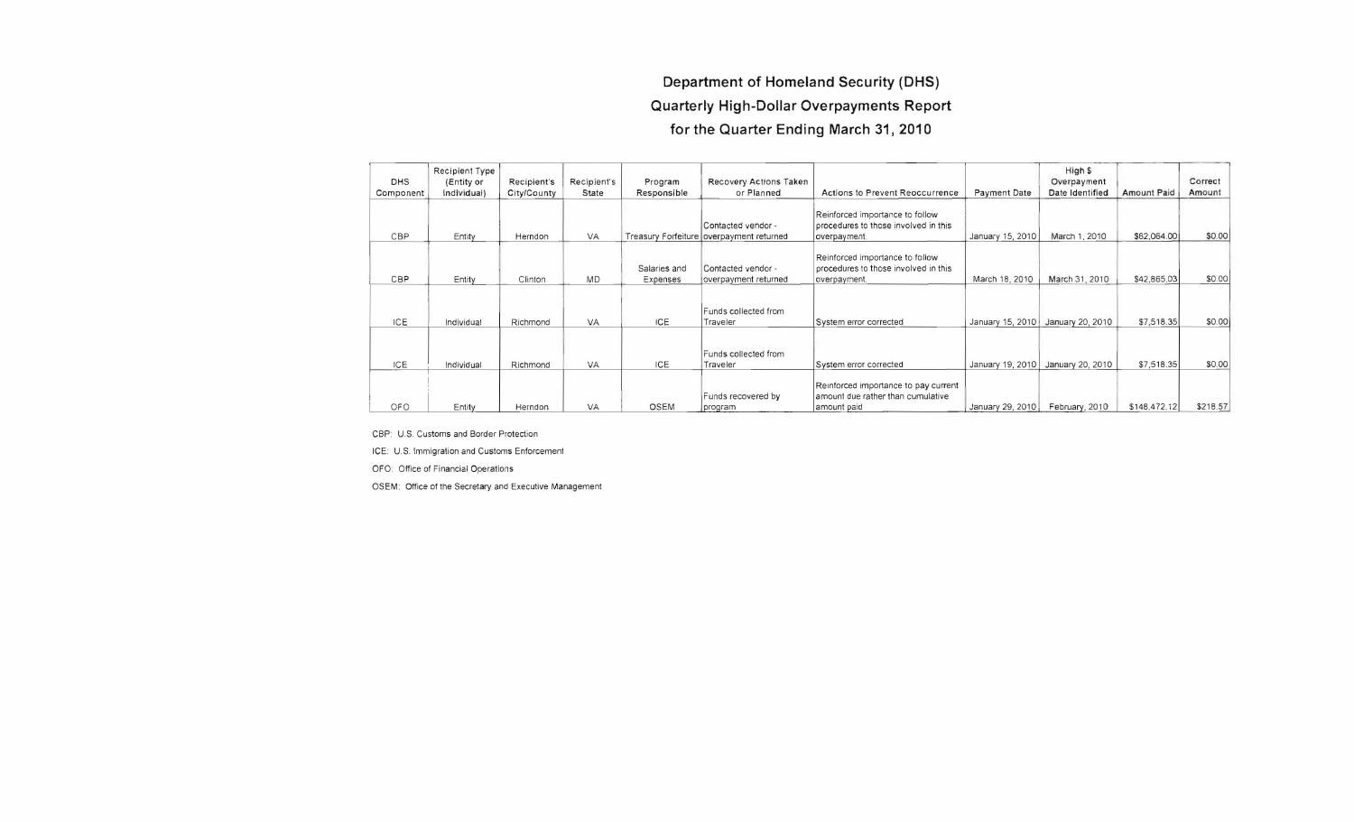# Department of Homeland Security (DHS)
## Quarterly High-Dollar Overpayments Report
## for the Quarter Ending March 31, 2010

| DHS Component | Recipient Type (Entity or Individual) | Recipient's City/County | Recipient's State | Program Responsible | Recovery Actions Taken or Planned | Actions to Prevent Reoccurrence | Payment Date | High $ Overpayment Date Identified | Amount Paid | Correct Amount |
|---|---|---|---|---|---|---|---|---|---|---|
| CBP | Entity | Herndon | VA | Treasury Forfeiture | Contacted vendor - overpayment returned | Reinforced importance to follow procedures to those involved in this overpayment. | January 15, 2010 | March 1, 2010 | $62,064.00 | $0.00 |
| CBP | Entity | Clinton | MD | Salaries and Expenses | Contacted vendor - overpayment returned | Reinforced importance to follow procedures to those involved in this overpayment. | March 18, 2010 | March 31, 2010 | $42,865.03 | $0.00 |
| ICE | Individual | Richmond | VA | ICE | Funds collected from Traveler | System error corrected | January 15, 2010 | January 20, 2010 | $7,518.35 | $0.00 |
| ICE | Individual | Richmond | VA | ICE | Funds collected from Traveler | System error corrected | January 19, 2010 | January 20, 2010 | $7,518.35 | $0.00 |
| OFO | Entity | Herndon | VA | OSEM | Funds recovered by program | Reinforced importance to pay current amount due rather than cumulative amount paid | January 29, 2010 | February, 2010 | $148,472.12 | $218.57 |

CBP: U.S. Customs and Border Protection

ICE: U.S. Immigration and Customs Enforcement

OFO: Office of Financial Operations

OSEM: Office of the Secretary and Executive Management